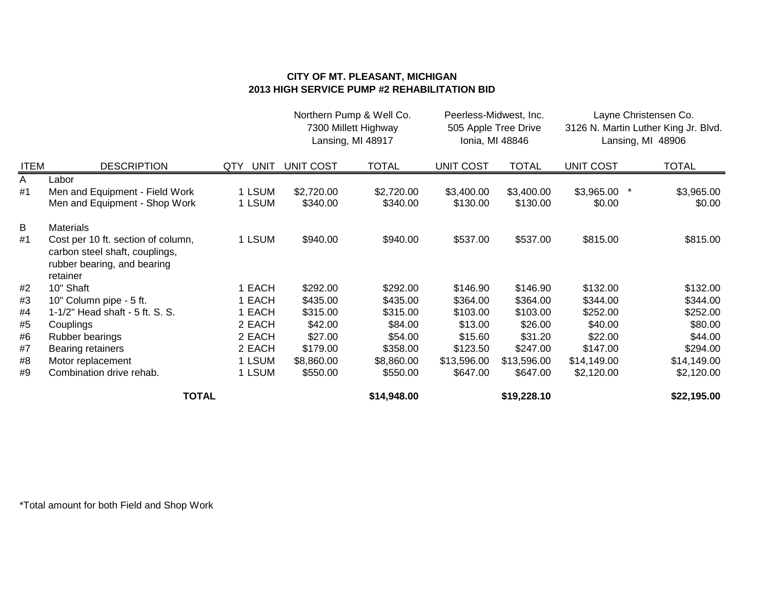**CITY OF MT. PLEASANT, MICHIGAN**
**2013 HIGH SERVICE PUMP #2 REHABILITATION BID**

| | | | | Northern Pump & Well Co.<br>7300 Millett Highway<br>Lansing, MI 48917 | | Peerless-Midwest, Inc.<br>505 Apple Tree Drive<br>Ionia, MI 48846 | | Layne Christensen Co.<br>3126 N. Martin Luther King Jr. Blvd.<br>Lansing, MI 48906 | |
|---|---|---|---|---|---|---|---|---|---|
| **ITEM** | **DESCRIPTION** | **QTY** | **UNIT** | **UNIT COST** | **TOTAL** | **UNIT COST** | **TOTAL** | **UNIT COST** | **TOTAL** |
| A | Labor | | | | | | | | |
| #1 | Men and Equipment - Field Work | 1 | LSUM | $2,720.00 | $2,720.00 | $3,400.00 | $3,400.00 | $3,965.00 * | $3,965.00 |
| | Men and Equipment - Shop Work | 1 | LSUM | $340.00 | $340.00 | $130.00 | $130.00 | $0.00 | $0.00 |
| B | Materials | | | | | | | | |
| #1 | Cost per 10 ft. section of column, carbon steel shaft, couplings, rubber bearing, and bearing retainer | 1 | LSUM | $940.00 | $940.00 | $537.00 | $537.00 | $815.00 | $815.00 |
| #2 | 10" Shaft | 1 | EACH | $292.00 | $292.00 | $146.90 | $146.90 | $132.00 | $132.00 |
| #3 | 10" Column pipe - 5 ft. | 1 | EACH | $435.00 | $435.00 | $364.00 | $364.00 | $344.00 | $344.00 |
| #4 | 1-1/2" Head shaft - 5 ft. S. S. | 1 | EACH | $315.00 | $315.00 | $103.00 | $103.00 | $252.00 | $252.00 |
| #5 | Couplings | 2 | EACH | $42.00 | $84.00 | $13.00 | $26.00 | $40.00 | $80.00 |
| #6 | Rubber bearings | 2 | EACH | $27.00 | $54.00 | $15.60 | $31.20 | $22.00 | $44.00 |
| #7 | Bearing retainers | 2 | EACH | $179.00 | $358.00 | $123.50 | $247.00 | $147.00 | $294.00 |
| #8 | Motor replacement | 1 | LSUM | $8,860.00 | $8,860.00 | $13,596.00 | $13,596.00 | $14,149.00 | $14,149.00 |
| #9 | Combination drive rehab. | 1 | LSUM | $550.00 | $550.00 | $647.00 | $647.00 | $2,120.00 | $2,120.00 |
| | **TOTAL** | | | | **$14,948.00** | | **$19,228.10** | | **$22,195.00** |

*Total amount for both Field and Shop Work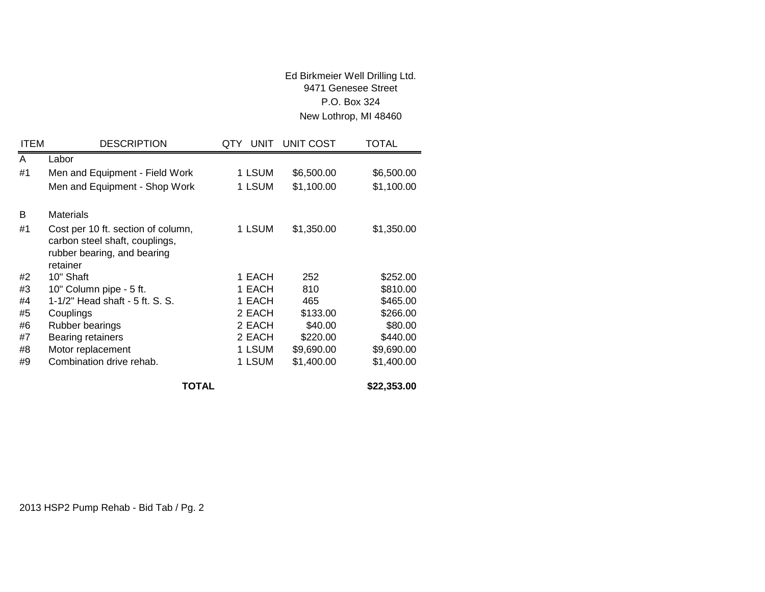Ed Birkmeier Well Drilling Ltd.
9471 Genesee Street
P.O. Box 324
New Lothrop, MI 48460

| ITEM | DESCRIPTION | QTY | UNIT | UNIT COST | TOTAL |
|---|---|---|---|---|---|
| A | Labor | | | | |
| #1 | Men and Equipment - Field Work | 1 | LSUM | $6,500.00 | $6,500.00 |
| | Men and Equipment - Shop Work | 1 | LSUM | $1,100.00 | $1,100.00 |
| B | Materials | | | | |
| #1 | Cost per 10 ft. section of column, carbon steel shaft, couplings, rubber bearing, and bearing retainer | 1 | LSUM | $1,350.00 | $1,350.00 |
| #2 | 10" Shaft | 1 | EACH | 252 | $252.00 |
| #3 | 10" Column pipe - 5 ft. | 1 | EACH | 810 | $810.00 |
| #4 | 1-1/2" Head shaft - 5 ft. S. S. | 1 | EACH | 465 | $465.00 |
| #5 | Couplings | 2 | EACH | $133.00 | $266.00 |
| #6 | Rubber bearings | 2 | EACH | $40.00 | $80.00 |
| #7 | Bearing retainers | 2 | EACH | $220.00 | $440.00 |
| #8 | Motor replacement | 1 | LSUM | $9,690.00 | $9,690.00 |
| #9 | Combination drive rehab. | 1 | LSUM | $1,400.00 | $1,400.00 |
| | **TOTAL** | | | | **$22,353.00** |

2013 HSP2 Pump Rehab - Bid Tab / Pg. 2